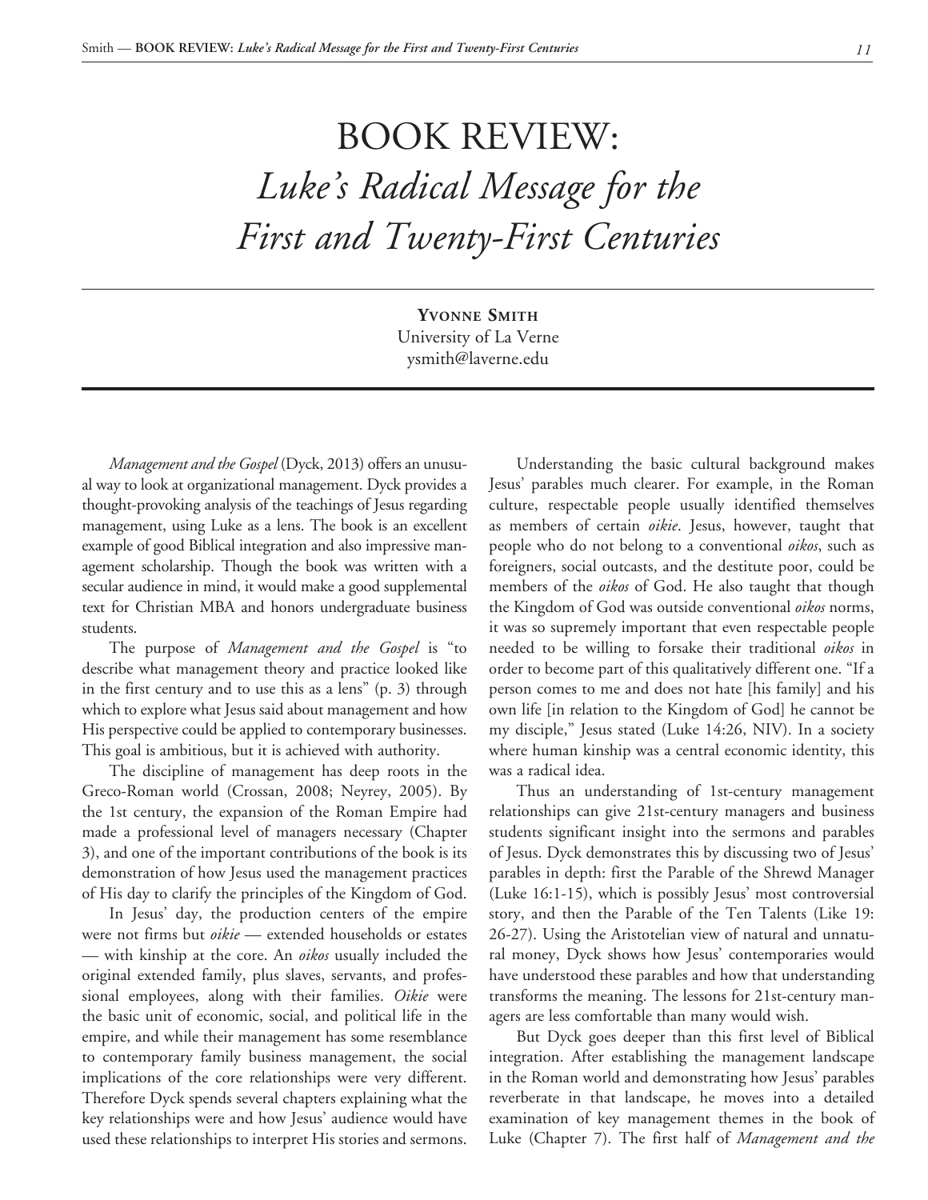# BOOK REVIEW: *Luke's Radical Message for the First and Twenty-First Centuries*

**Yvonne Smith**
University of La Verne
ysmith@laverne.edu

*Management and the Gospel* (Dyck, 2013) offers an unusual way to look at organizational management. Dyck provides a thought-provoking analysis of the teachings of Jesus regarding management, using Luke as a lens. The book is an excellent example of good Biblical integration and also impressive management scholarship. Though the book was written with a secular audience in mind, it would make a good supplemental text for Christian MBA and honors undergraduate business students.

The purpose of *Management and the Gospel* is "to describe what management theory and practice looked like in the first century and to use this as a lens" (p. 3) through which to explore what Jesus said about management and how His perspective could be applied to contemporary businesses. This goal is ambitious, but it is achieved with authority.

The discipline of management has deep roots in the Greco-Roman world (Crossan, 2008; Neyrey, 2005). By the 1st century, the expansion of the Roman Empire had made a professional level of managers necessary (Chapter 3), and one of the important contributions of the book is its demonstration of how Jesus used the management practices of His day to clarify the principles of the Kingdom of God.

In Jesus' day, the production centers of the empire were not firms but *oikie* — extended households or estates — with kinship at the core. An *oikos* usually included the original extended family, plus slaves, servants, and professional employees, along with their families. *Oikie* were the basic unit of economic, social, and political life in the empire, and while their management has some resemblance to contemporary family business management, the social implications of the core relationships were very different. Therefore Dyck spends several chapters explaining what the key relationships were and how Jesus' audience would have used these relationships to interpret His stories and sermons.

Understanding the basic cultural background makes Jesus' parables much clearer. For example, in the Roman culture, respectable people usually identified themselves as members of certain *oikie*. Jesus, however, taught that people who do not belong to a conventional *oikos*, such as foreigners, social outcasts, and the destitute poor, could be members of the *oikos* of God. He also taught that though the Kingdom of God was outside conventional *oikos* norms, it was so supremely important that even respectable people needed to be willing to forsake their traditional *oikos* in order to become part of this qualitatively different one. "If a person comes to me and does not hate [his family] and his own life [in relation to the Kingdom of God] he cannot be my disciple," Jesus stated (Luke 14:26, NIV). In a society where human kinship was a central economic identity, this was a radical idea.

Thus an understanding of 1st-century management relationships can give 21st-century managers and business students significant insight into the sermons and parables of Jesus. Dyck demonstrates this by discussing two of Jesus' parables in depth: first the Parable of the Shrewd Manager (Luke 16:1-15), which is possibly Jesus' most controversial story, and then the Parable of the Ten Talents (Like 19: 26-27). Using the Aristotelian view of natural and unnatural money, Dyck shows how Jesus' contemporaries would have understood these parables and how that understanding transforms the meaning. The lessons for 21st-century managers are less comfortable than many would wish.

But Dyck goes deeper than this first level of Biblical integration. After establishing the management landscape in the Roman world and demonstrating how Jesus' parables reverberate in that landscape, he moves into a detailed examination of key management themes in the book of Luke (Chapter 7). The first half of *Management and the*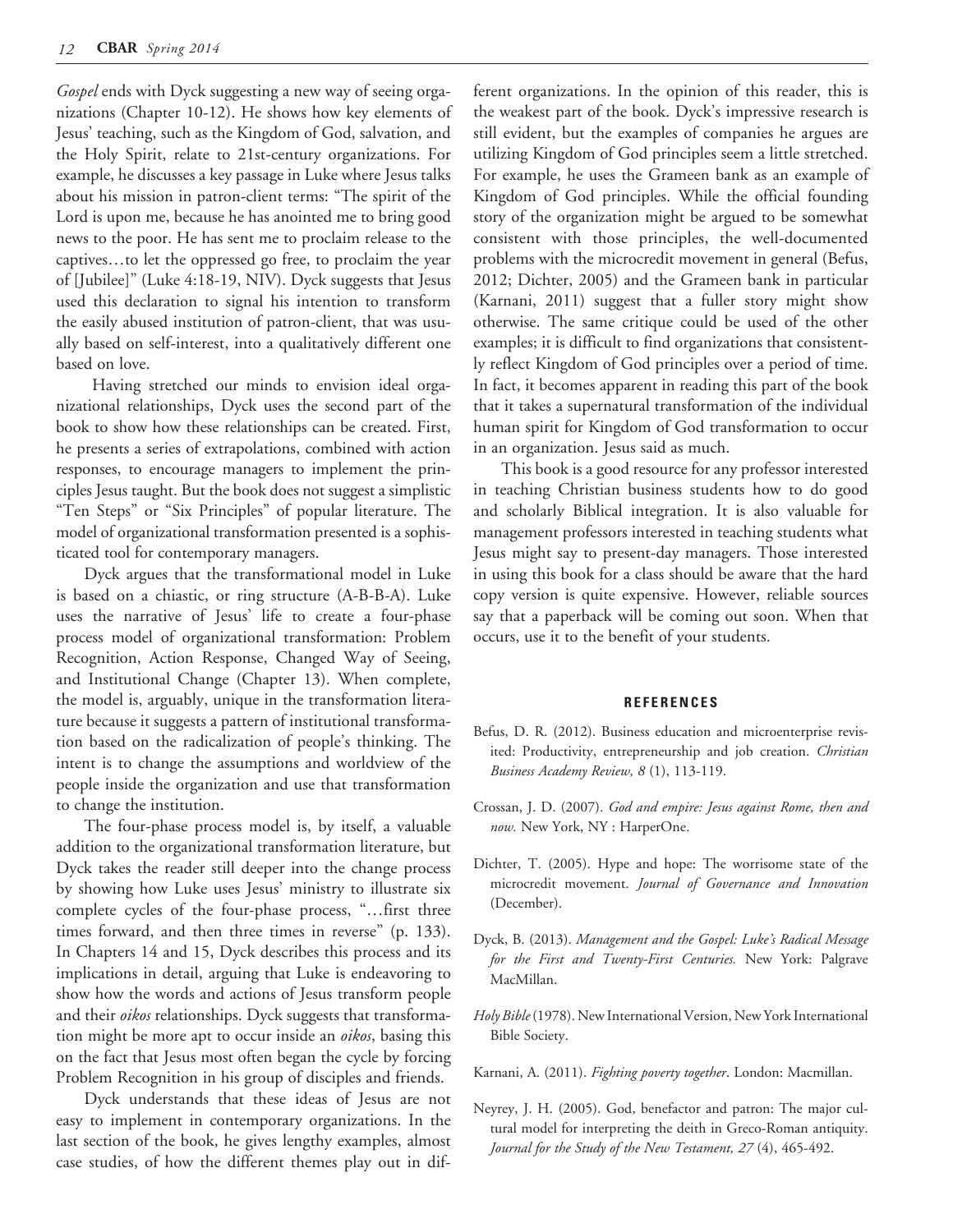*Gospel* ends with Dyck suggesting a new way of seeing organizations (Chapter 10-12). He shows how key elements of Jesus' teaching, such as the Kingdom of God, salvation, and the Holy Spirit, relate to 21st-century organizations. For example, he discusses a key passage in Luke where Jesus talks about his mission in patron-client terms: "The spirit of the Lord is upon me, because he has anointed me to bring good news to the poor. He has sent me to proclaim release to the captives…to let the oppressed go free, to proclaim the year of [Jubilee]" (Luke 4:18-19, NIV). Dyck suggests that Jesus used this declaration to signal his intention to transform the easily abused institution of patron-client, that was usually based on self-interest, into a qualitatively different one based on love.

Having stretched our minds to envision ideal organizational relationships, Dyck uses the second part of the book to show how these relationships can be created. First, he presents a series of extrapolations, combined with action responses, to encourage managers to implement the principles Jesus taught. But the book does not suggest a simplistic "Ten Steps" or "Six Principles" of popular literature. The model of organizational transformation presented is a sophisticated tool for contemporary managers.

Dyck argues that the transformational model in Luke is based on a chiastic, or ring structure (A-B-B-A). Luke uses the narrative of Jesus' life to create a four-phase process model of organizational transformation: Problem Recognition, Action Response, Changed Way of Seeing, and Institutional Change (Chapter 13). When complete, the model is, arguably, unique in the transformation literature because it suggests a pattern of institutional transformation based on the radicalization of people's thinking. The intent is to change the assumptions and worldview of the people inside the organization and use that transformation to change the institution.

The four-phase process model is, by itself, a valuable addition to the organizational transformation literature, but Dyck takes the reader still deeper into the change process by showing how Luke uses Jesus' ministry to illustrate six complete cycles of the four-phase process, "…first three times forward, and then three times in reverse" (p. 133). In Chapters 14 and 15, Dyck describes this process and its implications in detail, arguing that Luke is endeavoring to show how the words and actions of Jesus transform people and their *oikos* relationships. Dyck suggests that transformation might be more apt to occur inside an *oikos*, basing this on the fact that Jesus most often began the cycle by forcing Problem Recognition in his group of disciples and friends.

Dyck understands that these ideas of Jesus are not easy to implement in contemporary organizations. In the last section of the book, he gives lengthy examples, almost case studies, of how the different themes play out in different organizations. In the opinion of this reader, this is the weakest part of the book. Dyck's impressive research is still evident, but the examples of companies he argues are utilizing Kingdom of God principles seem a little stretched. For example, he uses the Grameen bank as an example of Kingdom of God principles. While the official founding story of the organization might be argued to be somewhat consistent with those principles, the well-documented problems with the microcredit movement in general (Befus, 2012; Dichter, 2005) and the Grameen bank in particular (Karnani, 2011) suggest that a fuller story might show otherwise. The same critique could be used of the other examples; it is difficult to find organizations that consistently reflect Kingdom of God principles over a period of time. In fact, it becomes apparent in reading this part of the book that it takes a supernatural transformation of the individual human spirit for Kingdom of God transformation to occur in an organization. Jesus said as much.

This book is a good resource for any professor interested in teaching Christian business students how to do good and scholarly Biblical integration. It is also valuable for management professors interested in teaching students what Jesus might say to present-day managers. Those interested in using this book for a class should be aware that the hard copy version is quite expensive. However, reliable sources say that a paperback will be coming out soon. When that occurs, use it to the benefit of your students.

## REFERENCES

Befus, D. R. (2012). Business education and microenterprise revisited: Productivity, entrepreneurship and job creation. *Christian Business Academy Review, 8* (1), 113-119.

Crossan, J. D. (2007). *God and empire: Jesus against Rome, then and now.* New York, NY : HarperOne.

Dichter, T. (2005). Hype and hope: The worrisome state of the microcredit movement. *Journal of Governance and Innovation* (December).

Dyck, B. (2013). *Management and the Gospel: Luke's Radical Message for the First and Twenty-First Centuries.* New York: Palgrave MacMillan.

*Holy Bible* (1978). New International Version, New York International Bible Society.

Karnani, A. (2011). *Fighting poverty together*. London: Macmillan.

Neyrey, J. H. (2005). God, benefactor and patron: The major cultural model for interpreting the deith in Greco-Roman antiquity. *Journal for the Study of the New Testament, 27* (4), 465-492.